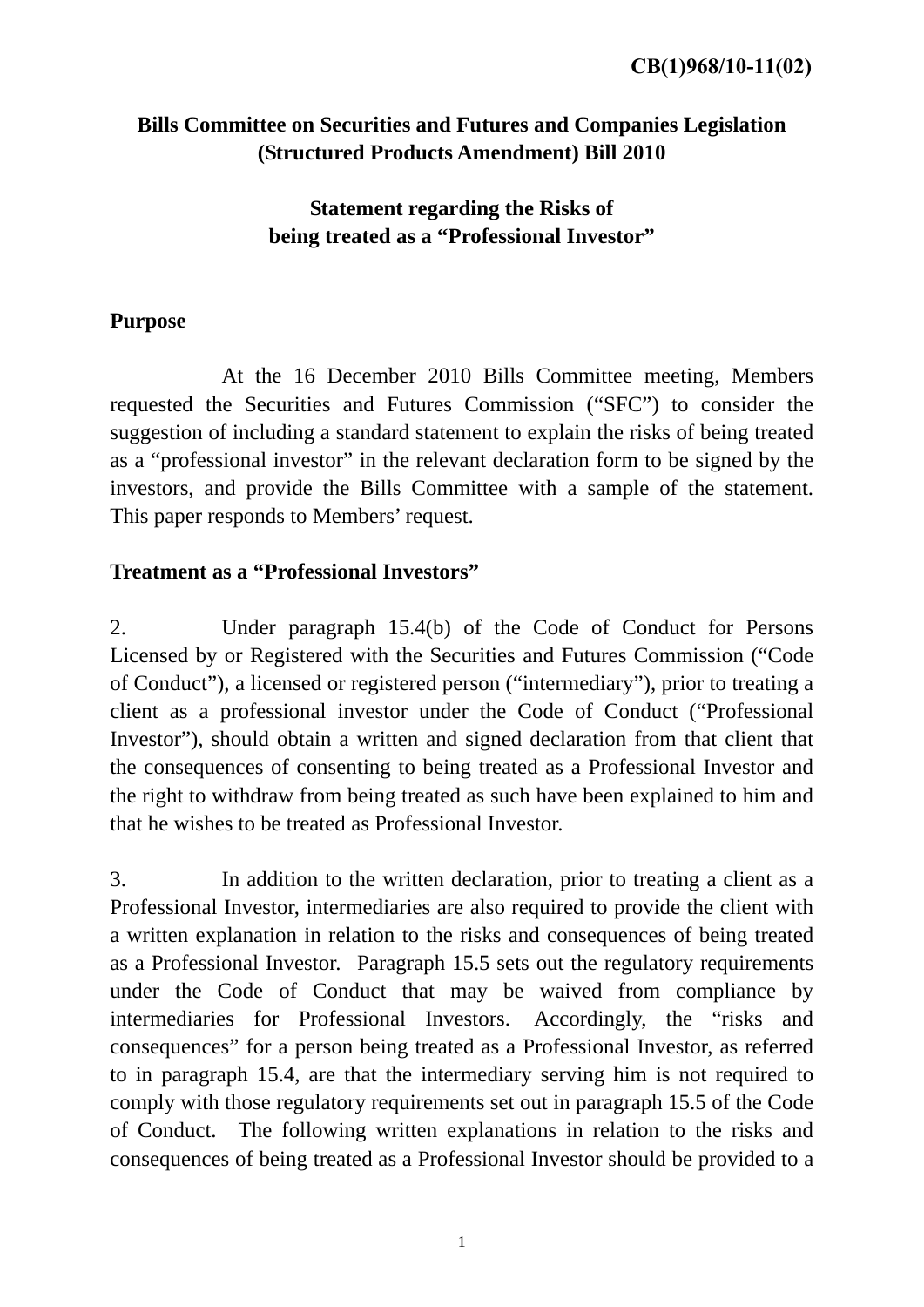CB(1)968/10-11(02)

**Bills Committee on Securities and Futures and Companies Legislation (Structured Products Amendment) Bill 2010**

**Statement regarding the Risks of being treated as a "Professional Investor"**

## Purpose

At the 16 December 2010 Bills Committee meeting, Members requested the Securities and Futures Commission ("SFC") to consider the suggestion of including a standard statement to explain the risks of being treated as a "professional investor" in the relevant declaration form to be signed by the investors, and provide the Bills Committee with a sample of the statement. This paper responds to Members' request.

## Treatment as a "Professional Investors"

2. Under paragraph 15.4(b) of the Code of Conduct for Persons Licensed by or Registered with the Securities and Futures Commission ("Code of Conduct"), a licensed or registered person ("intermediary"), prior to treating a client as a professional investor under the Code of Conduct ("Professional Investor"), should obtain a written and signed declaration from that client that the consequences of consenting to being treated as a Professional Investor and the right to withdraw from being treated as such have been explained to him and that he wishes to be treated as Professional Investor.

3. In addition to the written declaration, prior to treating a client as a Professional Investor, intermediaries are also required to provide the client with a written explanation in relation to the risks and consequences of being treated as a Professional Investor. Paragraph 15.5 sets out the regulatory requirements under the Code of Conduct that may be waived from compliance by intermediaries for Professional Investors. Accordingly, the "risks and consequences" for a person being treated as a Professional Investor, as referred to in paragraph 15.4, are that the intermediary serving him is not required to comply with those regulatory requirements set out in paragraph 15.5 of the Code of Conduct. The following written explanations in relation to the risks and consequences of being treated as a Professional Investor should be provided to a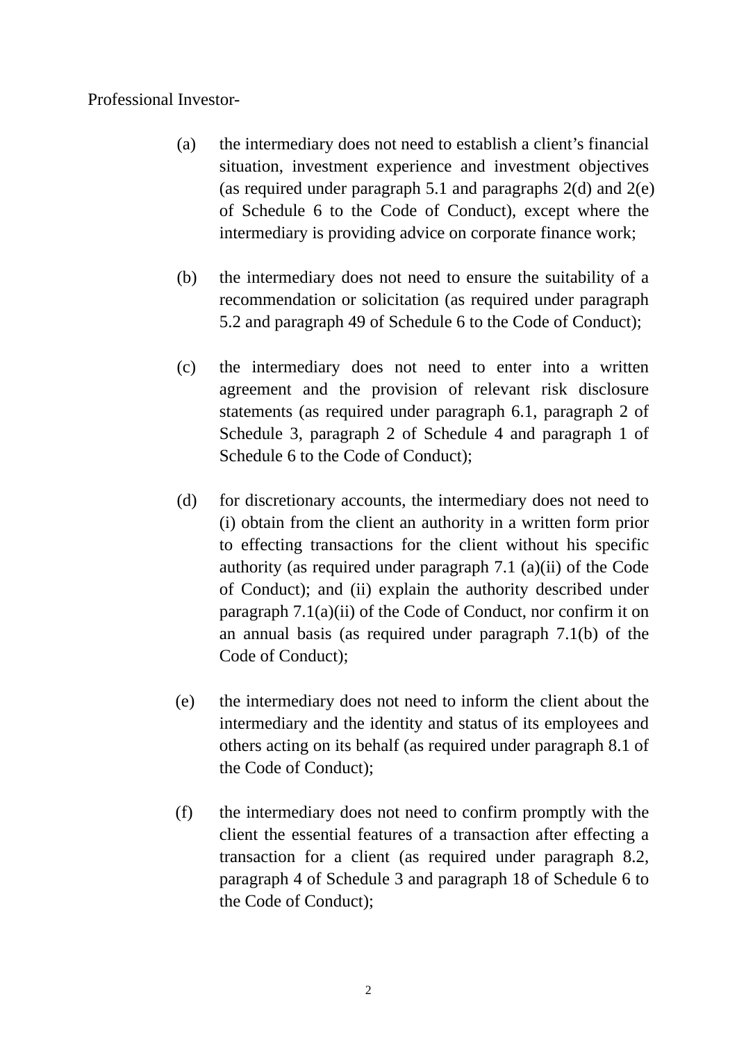Professional Investor-

(a) the intermediary does not need to establish a client's financial situation, investment experience and investment objectives (as required under paragraph 5.1 and paragraphs 2(d) and 2(e) of Schedule 6 to the Code of Conduct), except where the intermediary is providing advice on corporate finance work;

(b) the intermediary does not need to ensure the suitability of a recommendation or solicitation (as required under paragraph 5.2 and paragraph 49 of Schedule 6 to the Code of Conduct);

(c) the intermediary does not need to enter into a written agreement and the provision of relevant risk disclosure statements (as required under paragraph 6.1, paragraph 2 of Schedule 3, paragraph 2 of Schedule 4 and paragraph 1 of Schedule 6 to the Code of Conduct);

(d) for discretionary accounts, the intermediary does not need to (i) obtain from the client an authority in a written form prior to effecting transactions for the client without his specific authority (as required under paragraph 7.1 (a)(ii) of the Code of Conduct); and (ii) explain the authority described under paragraph 7.1(a)(ii) of the Code of Conduct, nor confirm it on an annual basis (as required under paragraph 7.1(b) of the Code of Conduct);

(e) the intermediary does not need to inform the client about the intermediary and the identity and status of its employees and others acting on its behalf (as required under paragraph 8.1 of the Code of Conduct);

(f) the intermediary does not need to confirm promptly with the client the essential features of a transaction after effecting a transaction for a client (as required under paragraph 8.2, paragraph 4 of Schedule 3 and paragraph 18 of Schedule 6 to the Code of Conduct);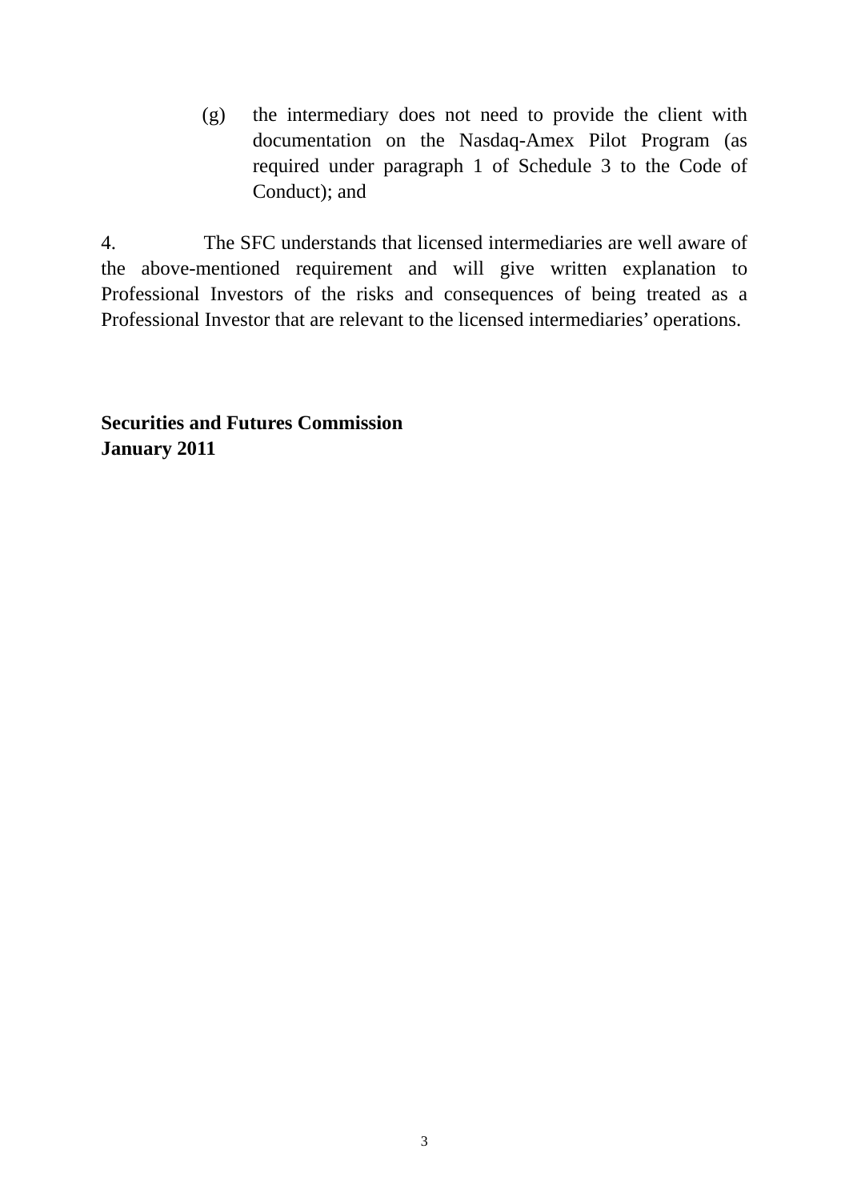(g) the intermediary does not need to provide the client with documentation on the Nasdaq-Amex Pilot Program (as required under paragraph 1 of Schedule 3 to the Code of Conduct); and

4. The SFC understands that licensed intermediaries are well aware of the above-mentioned requirement and will give written explanation to Professional Investors of the risks and consequences of being treated as a Professional Investor that are relevant to the licensed intermediaries' operations.

**Securities and Futures Commission**
**January 2011**